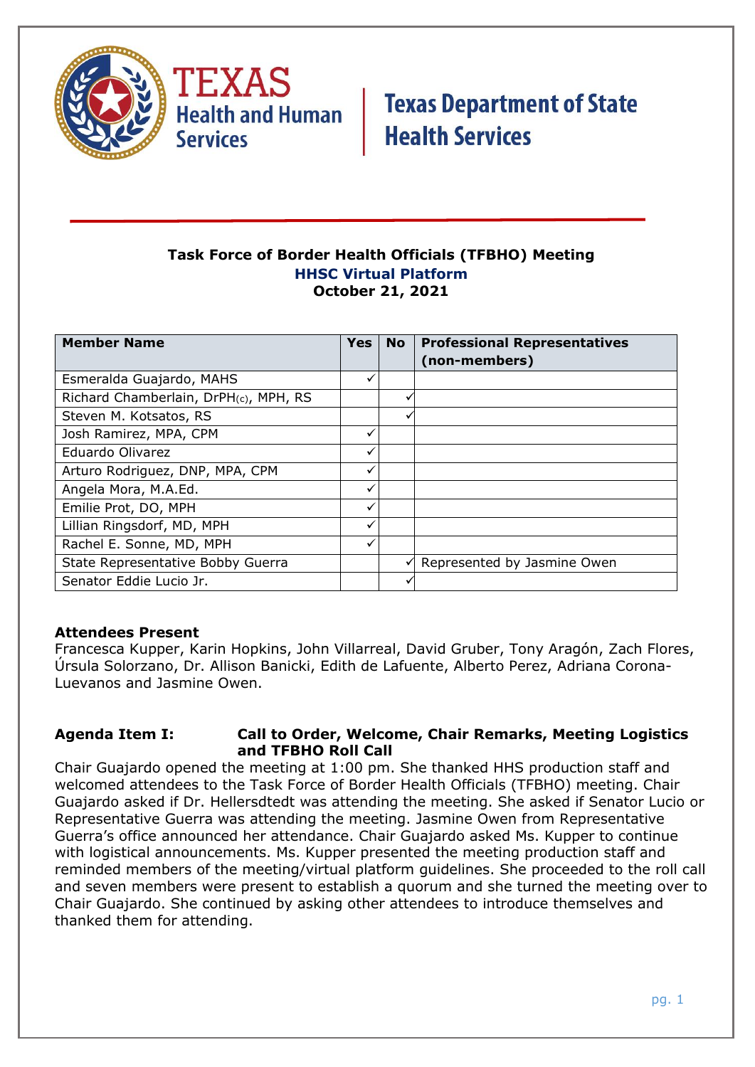Texas Health and Human Services | Texas Department of State Health Services

# Task Force of Border Health Officials (TFBHO) Meeting

**HHSC Virtual Platform**

**October 21, 2021**

| Member Name | Yes | No | Professional Representatives (non-members) |
|---|---|---|---|
| Esmeralda Guajardo, MAHS | ✓ | | |
| Richard Chamberlain, DrPH(c), MPH, RS | | ✓ | |
| Steven M. Kotsatos, RS | | ✓ | |
| Josh Ramirez, MPA, CPM | ✓ | | |
| Eduardo Olivarez | ✓ | | |
| Arturo Rodriguez, DNP, MPA, CPM | ✓ | | |
| Angela Mora, M.A.Ed. | ✓ | | |
| Emilie Prot, DO, MPH | ✓ | | |
| Lillian Ringsdorf, MD, MPH | ✓ | | |
| Rachel E. Sonne, MD, MPH | ✓ | | |
| State Representative Bobby Guerra | | ✓ | Represented by Jasmine Owen |
| Senator Eddie Lucio Jr. | | ✓ | |

**Attendees Present**

Francesca Kupper, Karin Hopkins, John Villarreal, David Gruber, Tony Aragón, Zach Flores, Úrsula Solorzano, Dr. Allison Banicki, Edith de Lafuente, Alberto Perez, Adriana Corona-Luevanos and Jasmine Owen.

**Agenda Item I: Call to Order, Welcome, Chair Remarks, Meeting Logistics and TFBHO Roll Call**

Chair Guajardo opened the meeting at 1:00 pm. She thanked HHS production staff and welcomed attendees to the Task Force of Border Health Officials (TFBHO) meeting. Chair Guajardo asked if Dr. Hellersdtedt was attending the meeting. She asked if Senator Lucio or Representative Guerra was attending the meeting. Jasmine Owen from Representative Guerra's office announced her attendance. Chair Guajardo asked Ms. Kupper to continue with logistical announcements. Ms. Kupper presented the meeting production staff and reminded members of the meeting/virtual platform guidelines. She proceeded to the roll call and seven members were present to establish a quorum and she turned the meeting over to Chair Guajardo. She continued by asking other attendees to introduce themselves and thanked them for attending.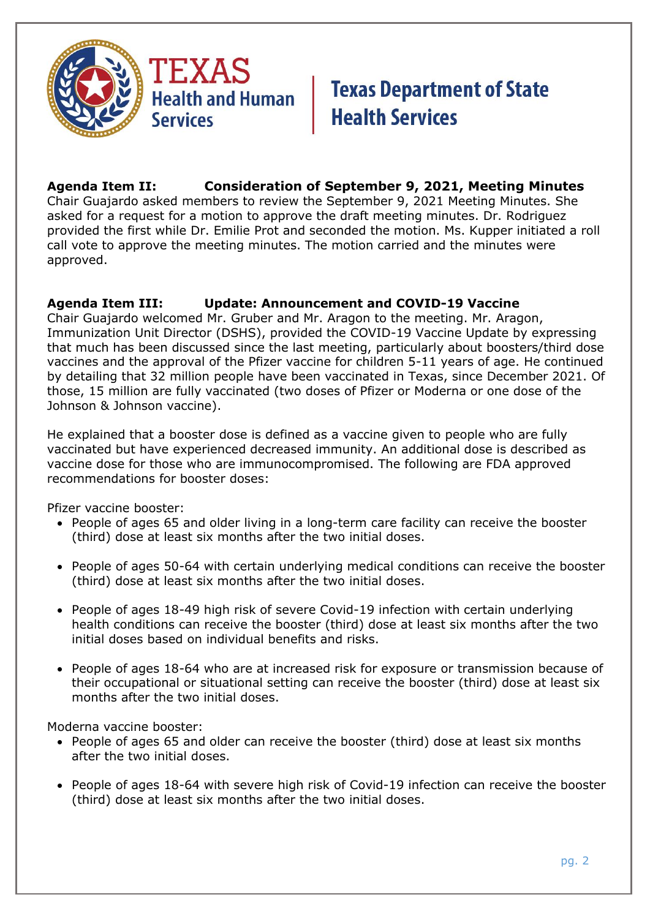**Agenda Item II: Consideration of September 9, 2021, Meeting Minutes**

Chair Guajardo asked members to review the September 9, 2021 Meeting Minutes. She asked for a request for a motion to approve the draft meeting minutes. Dr. Rodriguez provided the first while Dr. Emilie Prot and seconded the motion. Ms. Kupper initiated a roll call vote to approve the meeting minutes. The motion carried and the minutes were approved.

**Agenda Item III: Update: Announcement and COVID-19 Vaccine**

Chair Guajardo welcomed Mr. Gruber and Mr. Aragon to the meeting. Mr. Aragon, Immunization Unit Director (DSHS), provided the COVID-19 Vaccine Update by expressing that much has been discussed since the last meeting, particularly about boosters/third dose vaccines and the approval of the Pfizer vaccine for children 5-11 years of age. He continued by detailing that 32 million people have been vaccinated in Texas, since December 2021. Of those, 15 million are fully vaccinated (two doses of Pfizer or Moderna or one dose of the Johnson & Johnson vaccine).

He explained that a booster dose is defined as a vaccine given to people who are fully vaccinated but have experienced decreased immunity. An additional dose is described as vaccine dose for those who are immunocompromised. The following are FDA approved recommendations for booster doses:

Pfizer vaccine booster:

- People of ages 65 and older living in a long-term care facility can receive the booster (third) dose at least six months after the two initial doses.
- People of ages 50-64 with certain underlying medical conditions can receive the booster (third) dose at least six months after the two initial doses.
- People of ages 18-49 high risk of severe Covid-19 infection with certain underlying health conditions can receive the booster (third) dose at least six months after the two initial doses based on individual benefits and risks.
- People of ages 18-64 who are at increased risk for exposure or transmission because of their occupational or situational setting can receive the booster (third) dose at least six months after the two initial doses.

Moderna vaccine booster:

- People of ages 65 and older can receive the booster (third) dose at least six months after the two initial doses.
- People of ages 18-64 with severe high risk of Covid-19 infection can receive the booster (third) dose at least six months after the two initial doses.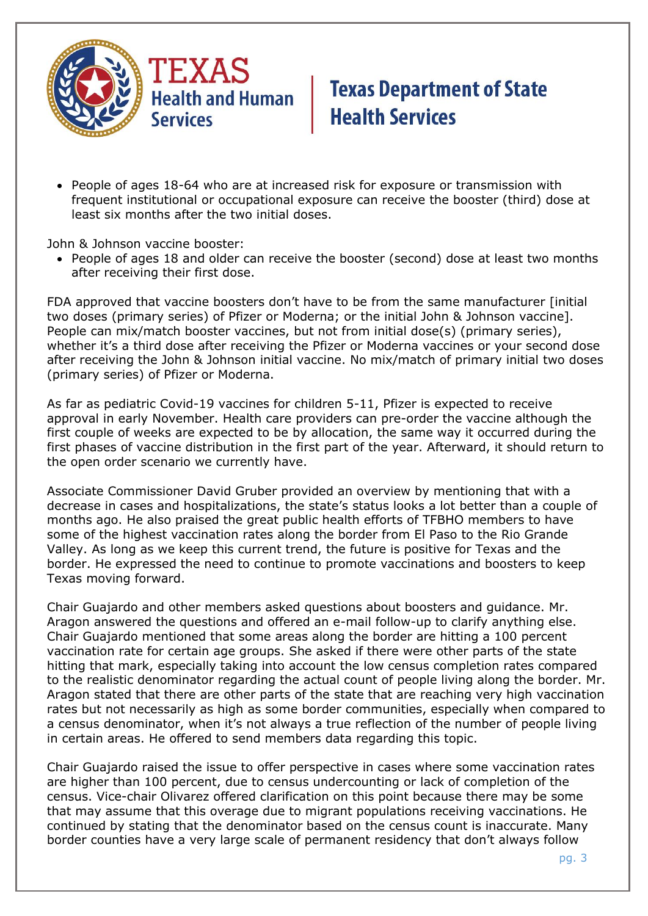- People of ages 18-64 who are at increased risk for exposure or transmission with frequent institutional or occupational exposure can receive the booster (third) dose at least six months after the two initial doses.

John & Johnson vaccine booster:

- People of ages 18 and older can receive the booster (second) dose at least two months after receiving their first dose.

FDA approved that vaccine boosters don't have to be from the same manufacturer [initial two doses (primary series) of Pfizer or Moderna; or the initial John & Johnson vaccine]. People can mix/match booster vaccines, but not from initial dose(s) (primary series), whether it's a third dose after receiving the Pfizer or Moderna vaccines or your second dose after receiving the John & Johnson initial vaccine. No mix/match of primary initial two doses (primary series) of Pfizer or Moderna.

As far as pediatric Covid-19 vaccines for children 5-11, Pfizer is expected to receive approval in early November. Health care providers can pre-order the vaccine although the first couple of weeks are expected to be by allocation, the same way it occurred during the first phases of vaccine distribution in the first part of the year. Afterward, it should return to the open order scenario we currently have.

Associate Commissioner David Gruber provided an overview by mentioning that with a decrease in cases and hospitalizations, the state's status looks a lot better than a couple of months ago. He also praised the great public health efforts of TFBHO members to have some of the highest vaccination rates along the border from El Paso to the Rio Grande Valley. As long as we keep this current trend, the future is positive for Texas and the border. He expressed the need to continue to promote vaccinations and boosters to keep Texas moving forward.

Chair Guajardo and other members asked questions about boosters and guidance. Mr. Aragon answered the questions and offered an e-mail follow-up to clarify anything else. Chair Guajardo mentioned that some areas along the border are hitting a 100 percent vaccination rate for certain age groups. She asked if there were other parts of the state hitting that mark, especially taking into account the low census completion rates compared to the realistic denominator regarding the actual count of people living along the border. Mr. Aragon stated that there are other parts of the state that are reaching very high vaccination rates but not necessarily as high as some border communities, especially when compared to a census denominator, when it's not always a true reflection of the number of people living in certain areas. He offered to send members data regarding this topic.

Chair Guajardo raised the issue to offer perspective in cases where some vaccination rates are higher than 100 percent, due to census undercounting or lack of completion of the census. Vice-chair Olivarez offered clarification on this point because there may be some that may assume that this overage due to migrant populations receiving vaccinations. He continued by stating that the denominator based on the census count is inaccurate. Many border counties have a very large scale of permanent residency that don't always follow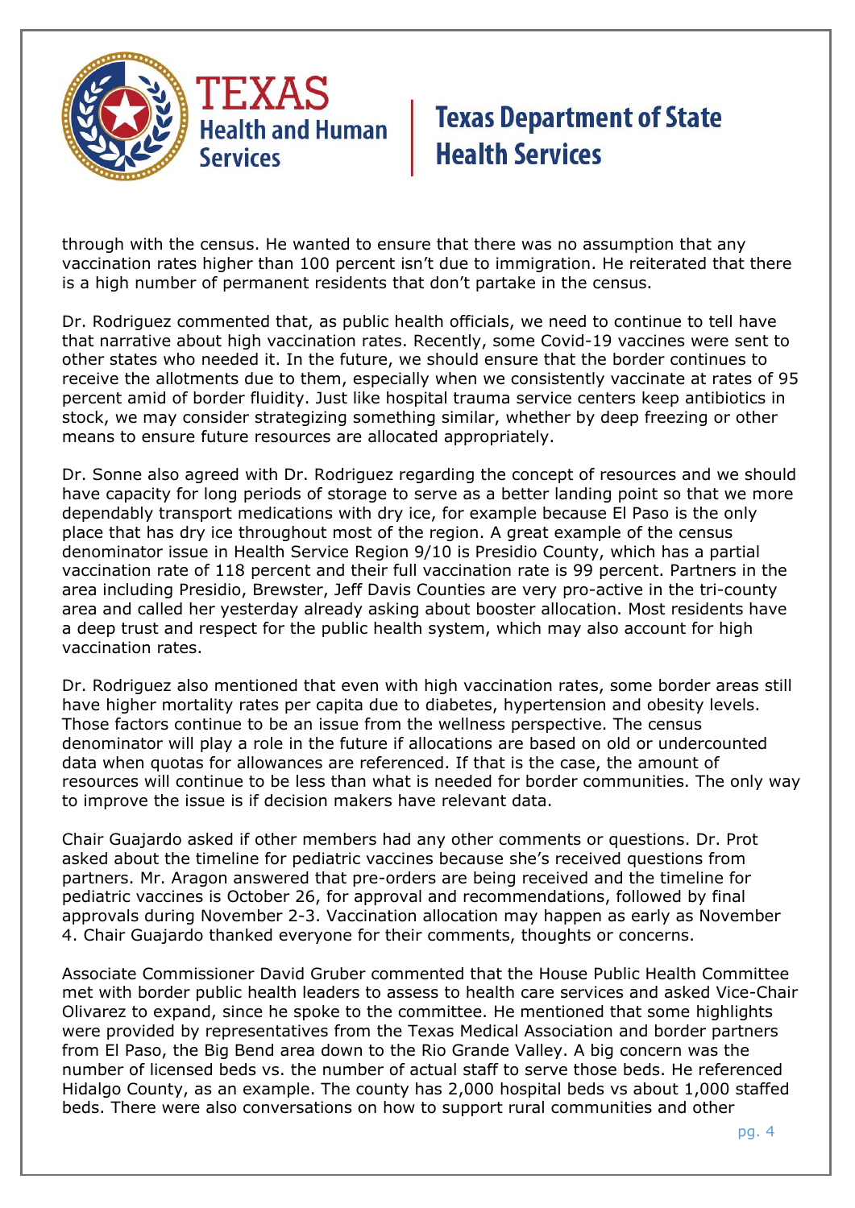through with the census. He wanted to ensure that there was no assumption that any vaccination rates higher than 100 percent isn't due to immigration. He reiterated that there is a high number of permanent residents that don't partake in the census.

Dr. Rodriguez commented that, as public health officials, we need to continue to tell have that narrative about high vaccination rates. Recently, some Covid-19 vaccines were sent to other states who needed it. In the future, we should ensure that the border continues to receive the allotments due to them, especially when we consistently vaccinate at rates of 95 percent amid of border fluidity. Just like hospital trauma service centers keep antibiotics in stock, we may consider strategizing something similar, whether by deep freezing or other means to ensure future resources are allocated appropriately.

Dr. Sonne also agreed with Dr. Rodriguez regarding the concept of resources and we should have capacity for long periods of storage to serve as a better landing point so that we more dependably transport medications with dry ice, for example because El Paso is the only place that has dry ice throughout most of the region. A great example of the census denominator issue in Health Service Region 9/10 is Presidio County, which has a partial vaccination rate of 118 percent and their full vaccination rate is 99 percent. Partners in the area including Presidio, Brewster, Jeff Davis Counties are very pro-active in the tri-county area and called her yesterday already asking about booster allocation. Most residents have a deep trust and respect for the public health system, which may also account for high vaccination rates.

Dr. Rodriguez also mentioned that even with high vaccination rates, some border areas still have higher mortality rates per capita due to diabetes, hypertension and obesity levels. Those factors continue to be an issue from the wellness perspective. The census denominator will play a role in the future if allocations are based on old or undercounted data when quotas for allowances are referenced. If that is the case, the amount of resources will continue to be less than what is needed for border communities. The only way to improve the issue is if decision makers have relevant data.

Chair Guajardo asked if other members had any other comments or questions. Dr. Prot asked about the timeline for pediatric vaccines because she's received questions from partners. Mr. Aragon answered that pre-orders are being received and the timeline for pediatric vaccines is October 26, for approval and recommendations, followed by final approvals during November 2-3. Vaccination allocation may happen as early as November 4. Chair Guajardo thanked everyone for their comments, thoughts or concerns.

Associate Commissioner David Gruber commented that the House Public Health Committee met with border public health leaders to assess to health care services and asked Vice-Chair Olivarez to expand, since he spoke to the committee. He mentioned that some highlights were provided by representatives from the Texas Medical Association and border partners from El Paso, the Big Bend area down to the Rio Grande Valley. A big concern was the number of licensed beds vs. the number of actual staff to serve those beds. He referenced Hidalgo County, as an example. The county has 2,000 hospital beds vs about 1,000 staffed beds. There were also conversations on how to support rural communities and other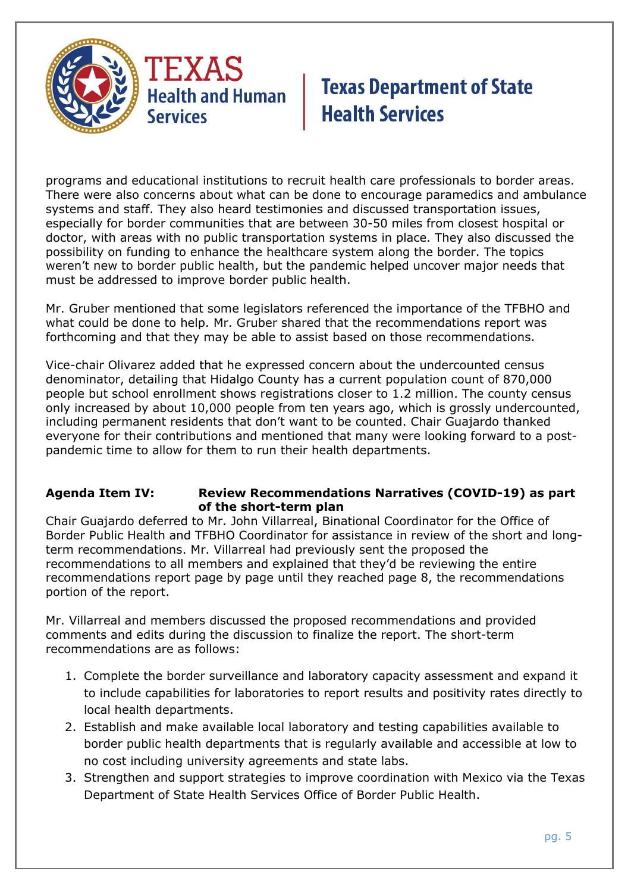programs and educational institutions to recruit health care professionals to border areas. There were also concerns about what can be done to encourage paramedics and ambulance systems and staff. They also heard testimonies and discussed transportation issues, especially for border communities that are between 30-50 miles from closest hospital or doctor, with areas with no public transportation systems in place. They also discussed the possibility on funding to enhance the healthcare system along the border. The topics weren't new to border public health, but the pandemic helped uncover major needs that must be addressed to improve border public health.

Mr. Gruber mentioned that some legislators referenced the importance of the TFBHO and what could be done to help. Mr. Gruber shared that the recommendations report was forthcoming and that they may be able to assist based on those recommendations.

Vice-chair Olivarez added that he expressed concern about the undercounted census denominator, detailing that Hidalgo County has a current population count of 870,000 people but school enrollment shows registrations closer to 1.2 million. The county census only increased by about 10,000 people from ten years ago, which is grossly undercounted, including permanent residents that don't want to be counted. Chair Guajardo thanked everyone for their contributions and mentioned that many were looking forward to a post-pandemic time to allow for them to run their health departments.

**Agenda Item IV: Review Recommendations Narratives (COVID-19) as part of the short-term plan**

Chair Guajardo deferred to Mr. John Villarreal, Binational Coordinator for the Office of Border Public Health and TFBHO Coordinator for assistance in review of the short and long-term recommendations. Mr. Villarreal had previously sent the proposed the recommendations to all members and explained that they'd be reviewing the entire recommendations report page by page until they reached page 8, the recommendations portion of the report.

Mr. Villarreal and members discussed the proposed recommendations and provided comments and edits during the discussion to finalize the report. The short-term recommendations are as follows:

1. Complete the border surveillance and laboratory capacity assessment and expand it to include capabilities for laboratories to report results and positivity rates directly to local health departments.
2. Establish and make available local laboratory and testing capabilities available to border public health departments that is regularly available and accessible at low to no cost including university agreements and state labs.
3. Strengthen and support strategies to improve coordination with Mexico via the Texas Department of State Health Services Office of Border Public Health.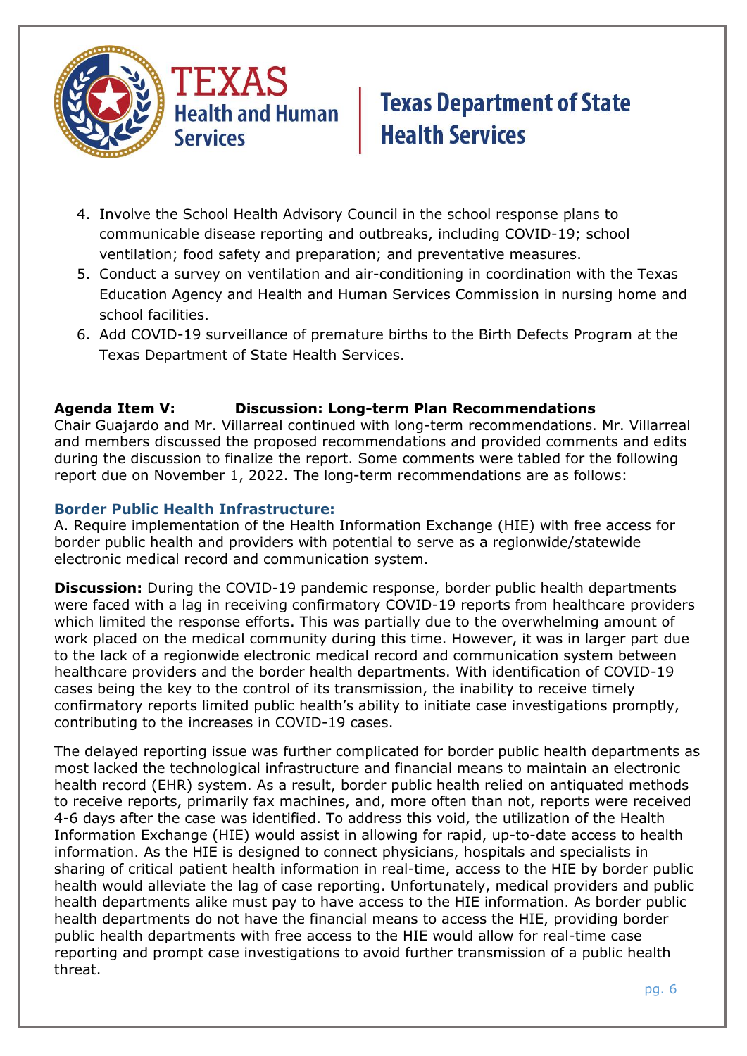4. Involve the School Health Advisory Council in the school response plans to communicable disease reporting and outbreaks, including COVID-19; school ventilation; food safety and preparation; and preventative measures.
5. Conduct a survey on ventilation and air-conditioning in coordination with the Texas Education Agency and Health and Human Services Commission in nursing home and school facilities.
6. Add COVID-19 surveillance of premature births to the Birth Defects Program at the Texas Department of State Health Services.

**Agenda Item V: Discussion: Long-term Plan Recommendations**

Chair Guajardo and Mr. Villarreal continued with long-term recommendations. Mr. Villarreal and members discussed the proposed recommendations and provided comments and edits during the discussion to finalize the report. Some comments were tabled for the following report due on November 1, 2022. The long-term recommendations are as follows:

### Border Public Health Infrastructure:

A. Require implementation of the Health Information Exchange (HIE) with free access for border public health and providers with potential to serve as a regionwide/statewide electronic medical record and communication system.

**Discussion:** During the COVID-19 pandemic response, border public health departments were faced with a lag in receiving confirmatory COVID-19 reports from healthcare providers which limited the response efforts. This was partially due to the overwhelming amount of work placed on the medical community during this time. However, it was in larger part due to the lack of a regionwide electronic medical record and communication system between healthcare providers and the border health departments. With identification of COVID-19 cases being the key to the control of its transmission, the inability to receive timely confirmatory reports limited public health's ability to initiate case investigations promptly, contributing to the increases in COVID-19 cases.

The delayed reporting issue was further complicated for border public health departments as most lacked the technological infrastructure and financial means to maintain an electronic health record (EHR) system. As a result, border public health relied on antiquated methods to receive reports, primarily fax machines, and, more often than not, reports were received 4-6 days after the case was identified. To address this void, the utilization of the Health Information Exchange (HIE) would assist in allowing for rapid, up-to-date access to health information. As the HIE is designed to connect physicians, hospitals and specialists in sharing of critical patient health information in real-time, access to the HIE by border public health would alleviate the lag of case reporting. Unfortunately, medical providers and public health departments alike must pay to have access to the HIE information. As border public health departments do not have the financial means to access the HIE, providing border public health departments with free access to the HIE would allow for real-time case reporting and prompt case investigations to avoid further transmission of a public health threat.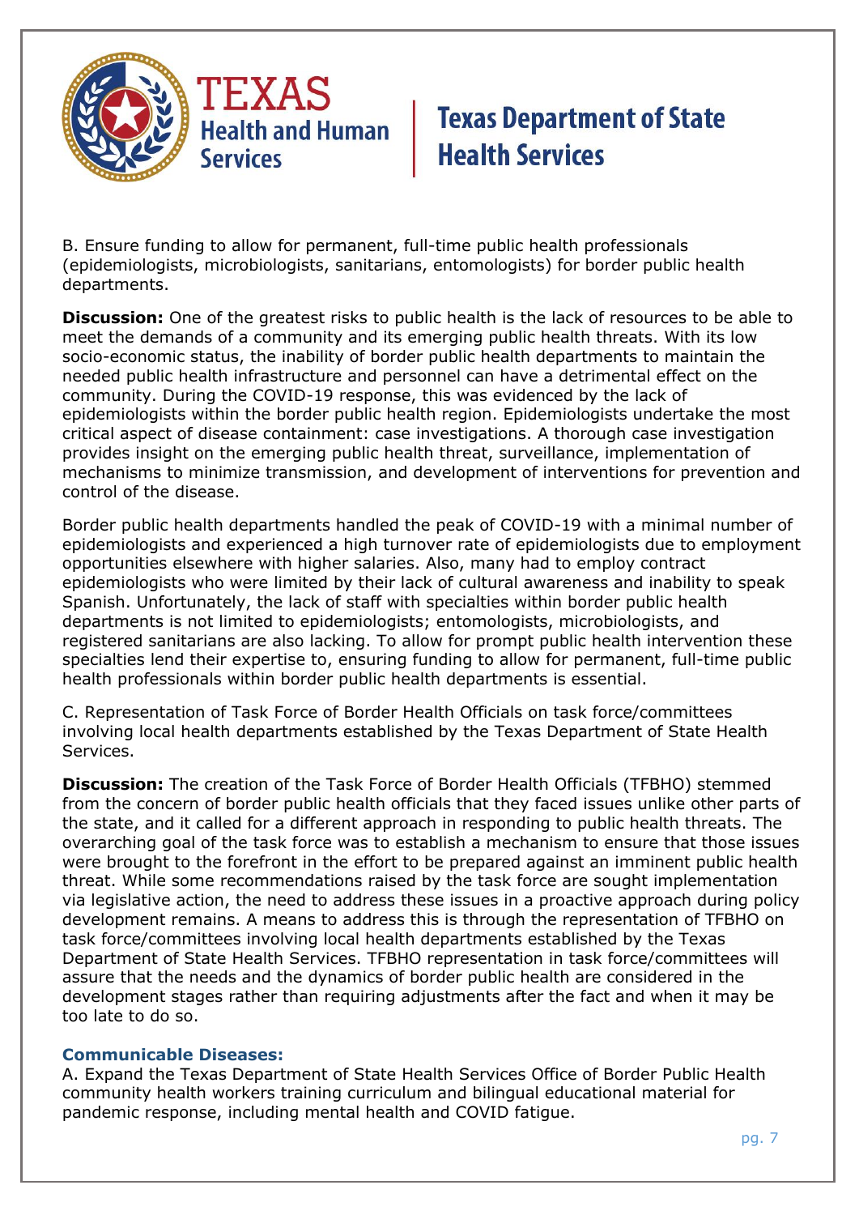B. Ensure funding to allow for permanent, full-time public health professionals (epidemiologists, microbiologists, sanitarians, entomologists) for border public health departments.

**Discussion:** One of the greatest risks to public health is the lack of resources to be able to meet the demands of a community and its emerging public health threats. With its low socio-economic status, the inability of border public health departments to maintain the needed public health infrastructure and personnel can have a detrimental effect on the community. During the COVID-19 response, this was evidenced by the lack of epidemiologists within the border public health region. Epidemiologists undertake the most critical aspect of disease containment: case investigations. A thorough case investigation provides insight on the emerging public health threat, surveillance, implementation of mechanisms to minimize transmission, and development of interventions for prevention and control of the disease.

Border public health departments handled the peak of COVID-19 with a minimal number of epidemiologists and experienced a high turnover rate of epidemiologists due to employment opportunities elsewhere with higher salaries. Also, many had to employ contract epidemiologists who were limited by their lack of cultural awareness and inability to speak Spanish. Unfortunately, the lack of staff with specialties within border public health departments is not limited to epidemiologists; entomologists, microbiologists, and registered sanitarians are also lacking. To allow for prompt public health intervention these specialties lend their expertise to, ensuring funding to allow for permanent, full-time public health professionals within border public health departments is essential.

C. Representation of Task Force of Border Health Officials on task force/committees involving local health departments established by the Texas Department of State Health Services.

**Discussion:** The creation of the Task Force of Border Health Officials (TFBHO) stemmed from the concern of border public health officials that they faced issues unlike other parts of the state, and it called for a different approach in responding to public health threats. The overarching goal of the task force was to establish a mechanism to ensure that those issues were brought to the forefront in the effort to be prepared against an imminent public health threat. While some recommendations raised by the task force are sought implementation via legislative action, the need to address these issues in a proactive approach during policy development remains. A means to address this is through the representation of TFBHO on task force/committees involving local health departments established by the Texas Department of State Health Services. TFBHO representation in task force/committees will assure that the needs and the dynamics of border public health are considered in the development stages rather than requiring adjustments after the fact and when it may be too late to do so.

### Communicable Diseases:

A. Expand the Texas Department of State Health Services Office of Border Public Health community health workers training curriculum and bilingual educational material for pandemic response, including mental health and COVID fatigue.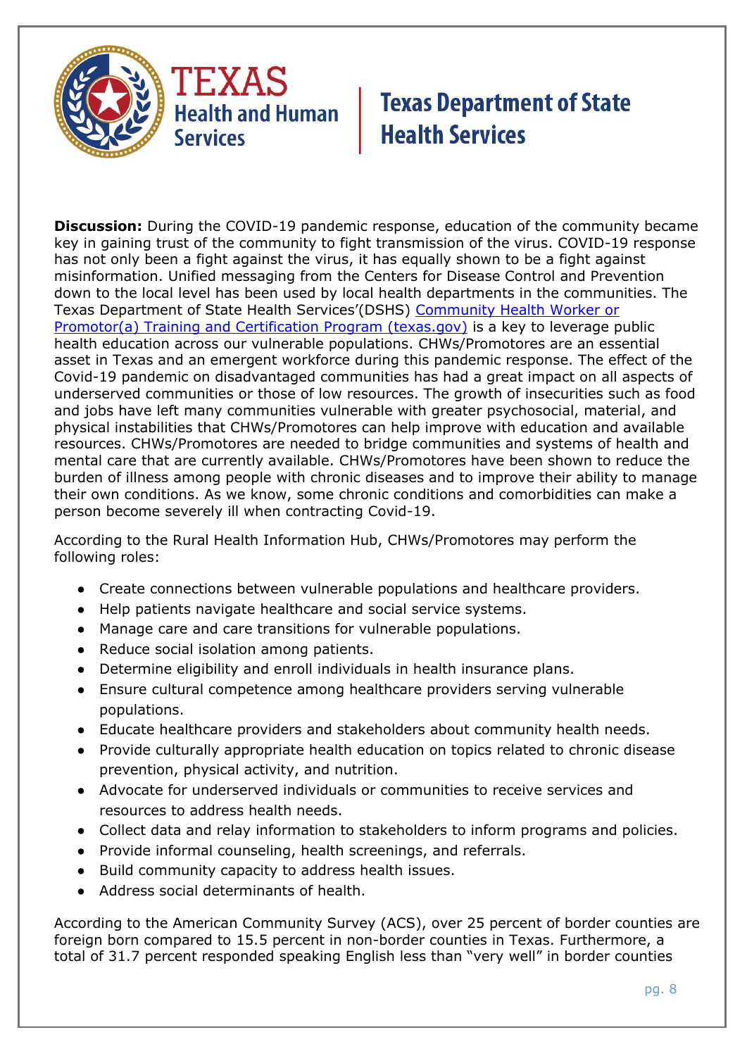**Discussion:** During the COVID-19 pandemic response, education of the community became key in gaining trust of the community to fight transmission of the virus. COVID-19 response has not only been a fight against the virus, it has equally shown to be a fight against misinformation. Unified messaging from the Centers for Disease Control and Prevention down to the local level has been used by local health departments in the communities. The Texas Department of State Health Services'(DSHS) [Community Health Worker or Promotor(a) Training and Certification Program (texas.gov)]() is a key to leverage public health education across our vulnerable populations. CHWs/Promotores are an essential asset in Texas and an emergent workforce during this pandemic response. The effect of the Covid-19 pandemic on disadvantaged communities has had a great impact on all aspects of underserved communities or those of low resources. The growth of insecurities such as food and jobs have left many communities vulnerable with greater psychosocial, material, and physical instabilities that CHWs/Promotores can help improve with education and available resources. CHWs/Promotores are needed to bridge communities and systems of health and mental care that are currently available. CHWs/Promotores have been shown to reduce the burden of illness among people with chronic diseases and to improve their ability to manage their own conditions. As we know, some chronic conditions and comorbidities can make a person become severely ill when contracting Covid-19.

According to the Rural Health Information Hub, CHWs/Promotores may perform the following roles:

- Create connections between vulnerable populations and healthcare providers.
- Help patients navigate healthcare and social service systems.
- Manage care and care transitions for vulnerable populations.
- Reduce social isolation among patients.
- Determine eligibility and enroll individuals in health insurance plans.
- Ensure cultural competence among healthcare providers serving vulnerable populations.
- Educate healthcare providers and stakeholders about community health needs.
- Provide culturally appropriate health education on topics related to chronic disease prevention, physical activity, and nutrition.
- Advocate for underserved individuals or communities to receive services and resources to address health needs.
- Collect data and relay information to stakeholders to inform programs and policies.
- Provide informal counseling, health screenings, and referrals.
- Build community capacity to address health issues.
- Address social determinants of health.

According to the American Community Survey (ACS), over 25 percent of border counties are foreign born compared to 15.5 percent in non-border counties in Texas. Furthermore, a total of 31.7 percent responded speaking English less than "very well" in border counties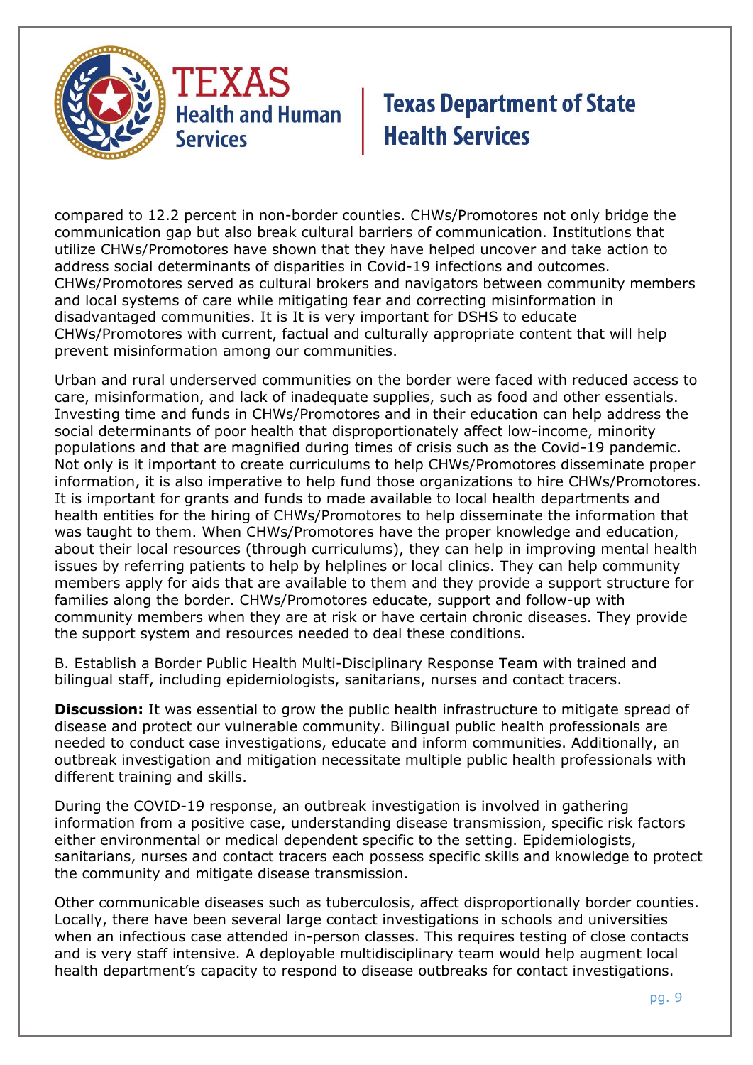compared to 12.2 percent in non-border counties. CHWs/Promotores not only bridge the communication gap but also break cultural barriers of communication. Institutions that utilize CHWs/Promotores have shown that they have helped uncover and take action to address social determinants of disparities in Covid-19 infections and outcomes. CHWs/Promotores served as cultural brokers and navigators between community members and local systems of care while mitigating fear and correcting misinformation in disadvantaged communities. It is It is very important for DSHS to educate CHWs/Promotores with current, factual and culturally appropriate content that will help prevent misinformation among our communities.

Urban and rural underserved communities on the border were faced with reduced access to care, misinformation, and lack of inadequate supplies, such as food and other essentials. Investing time and funds in CHWs/Promotores and in their education can help address the social determinants of poor health that disproportionately affect low-income, minority populations and that are magnified during times of crisis such as the Covid-19 pandemic. Not only is it important to create curriculums to help CHWs/Promotores disseminate proper information, it is also imperative to help fund those organizations to hire CHWs/Promotores. It is important for grants and funds to made available to local health departments and health entities for the hiring of CHWs/Promotores to help disseminate the information that was taught to them. When CHWs/Promotores have the proper knowledge and education, about their local resources (through curriculums), they can help in improving mental health issues by referring patients to help by helplines or local clinics. They can help community members apply for aids that are available to them and they provide a support structure for families along the border. CHWs/Promotores educate, support and follow-up with community members when they are at risk or have certain chronic diseases. They provide the support system and resources needed to deal these conditions.

B. Establish a Border Public Health Multi-Disciplinary Response Team with trained and bilingual staff, including epidemiologists, sanitarians, nurses and contact tracers.

**Discussion:** It was essential to grow the public health infrastructure to mitigate spread of disease and protect our vulnerable community. Bilingual public health professionals are needed to conduct case investigations, educate and inform communities. Additionally, an outbreak investigation and mitigation necessitate multiple public health professionals with different training and skills.

During the COVID-19 response, an outbreak investigation is involved in gathering information from a positive case, understanding disease transmission, specific risk factors either environmental or medical dependent specific to the setting. Epidemiologists, sanitarians, nurses and contact tracers each possess specific skills and knowledge to protect the community and mitigate disease transmission.

Other communicable diseases such as tuberculosis, affect disproportionally border counties. Locally, there have been several large contact investigations in schools and universities when an infectious case attended in-person classes. This requires testing of close contacts and is very staff intensive. A deployable multidisciplinary team would help augment local health department's capacity to respond to disease outbreaks for contact investigations.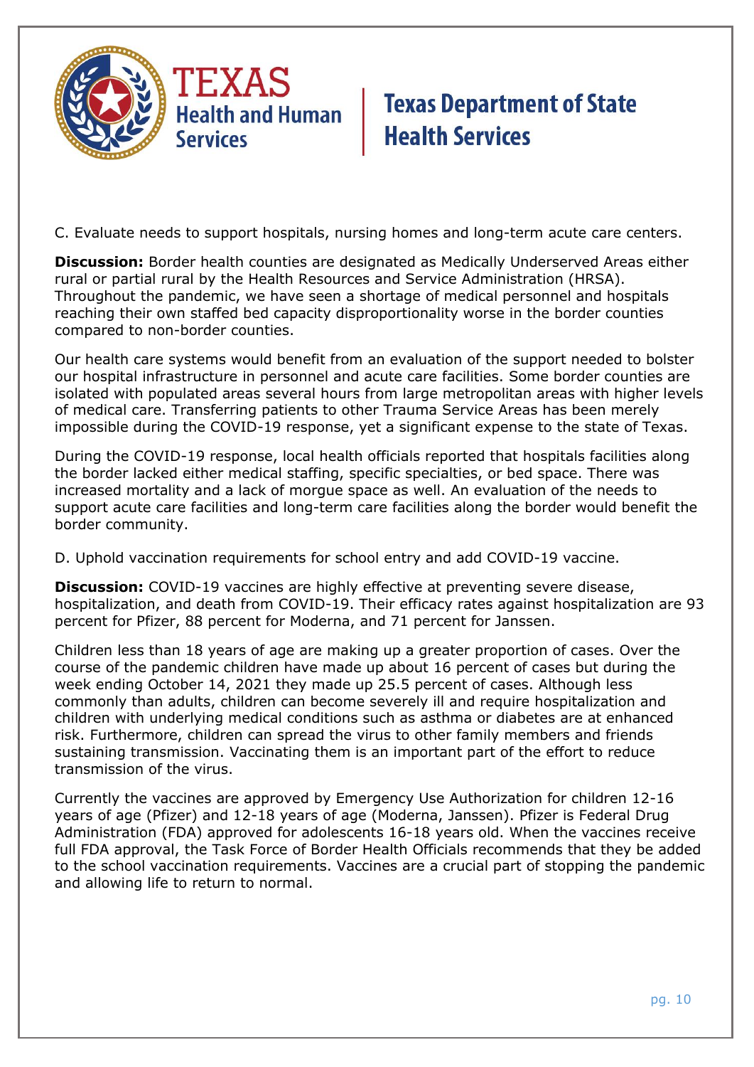C. Evaluate needs to support hospitals, nursing homes and long-term acute care centers.

**Discussion:** Border health counties are designated as Medically Underserved Areas either rural or partial rural by the Health Resources and Service Administration (HRSA). Throughout the pandemic, we have seen a shortage of medical personnel and hospitals reaching their own staffed bed capacity disproportionality worse in the border counties compared to non-border counties.

Our health care systems would benefit from an evaluation of the support needed to bolster our hospital infrastructure in personnel and acute care facilities. Some border counties are isolated with populated areas several hours from large metropolitan areas with higher levels of medical care. Transferring patients to other Trauma Service Areas has been merely impossible during the COVID-19 response, yet a significant expense to the state of Texas.

During the COVID-19 response, local health officials reported that hospitals facilities along the border lacked either medical staffing, specific specialties, or bed space. There was increased mortality and a lack of morgue space as well. An evaluation of the needs to support acute care facilities and long-term care facilities along the border would benefit the border community.

D. Uphold vaccination requirements for school entry and add COVID-19 vaccine.

**Discussion:** COVID-19 vaccines are highly effective at preventing severe disease, hospitalization, and death from COVID-19. Their efficacy rates against hospitalization are 93 percent for Pfizer, 88 percent for Moderna, and 71 percent for Janssen.

Children less than 18 years of age are making up a greater proportion of cases. Over the course of the pandemic children have made up about 16 percent of cases but during the week ending October 14, 2021 they made up 25.5 percent of cases. Although less commonly than adults, children can become severely ill and require hospitalization and children with underlying medical conditions such as asthma or diabetes are at enhanced risk. Furthermore, children can spread the virus to other family members and friends sustaining transmission. Vaccinating them is an important part of the effort to reduce transmission of the virus.

Currently the vaccines are approved by Emergency Use Authorization for children 12-16 years of age (Pfizer) and 12-18 years of age (Moderna, Janssen). Pfizer is Federal Drug Administration (FDA) approved for adolescents 16-18 years old. When the vaccines receive full FDA approval, the Task Force of Border Health Officials recommends that they be added to the school vaccination requirements. Vaccines are a crucial part of stopping the pandemic and allowing life to return to normal.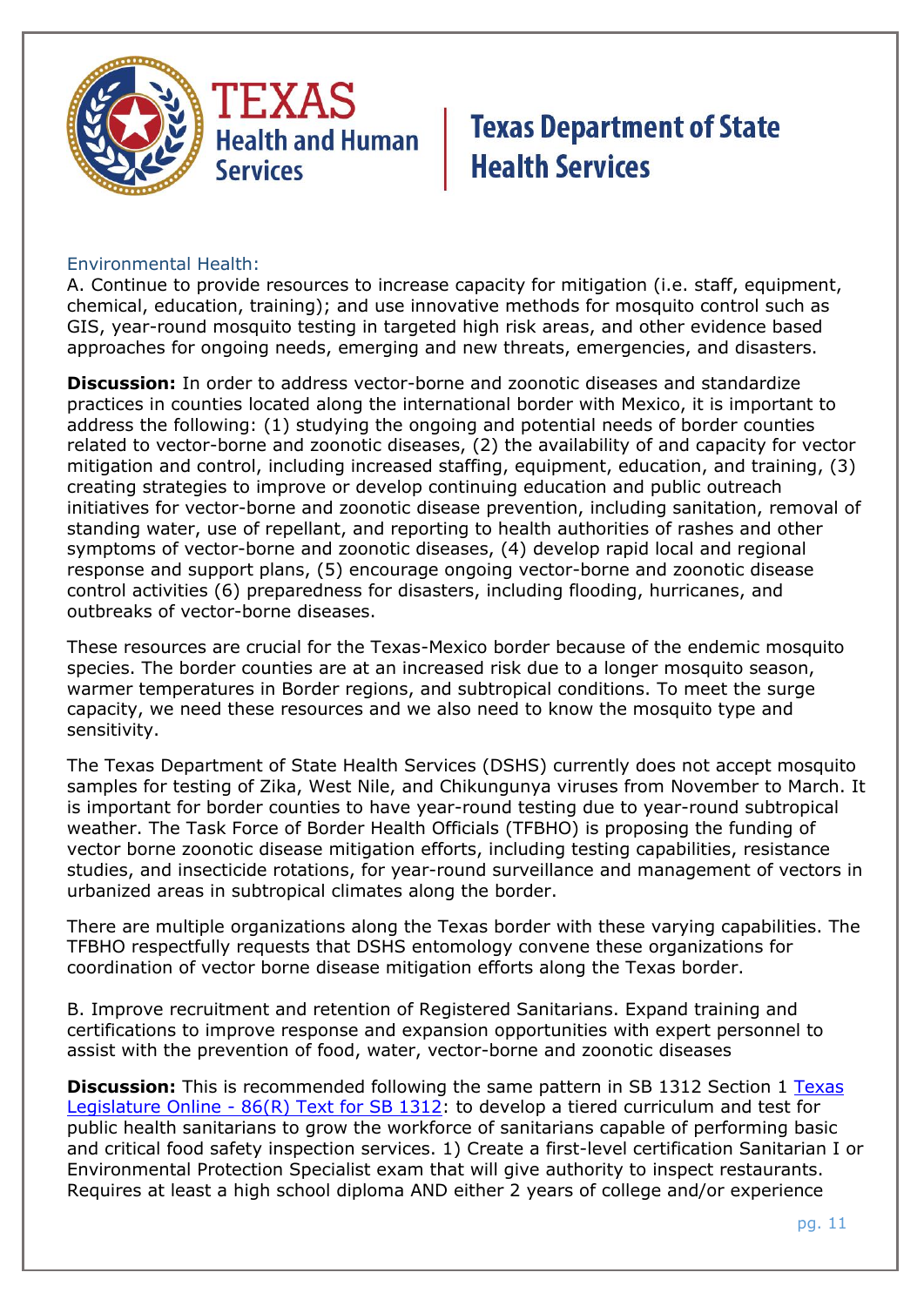Environmental Health:

A. Continue to provide resources to increase capacity for mitigation (i.e. staff, equipment, chemical, education, training); and use innovative methods for mosquito control such as GIS, year-round mosquito testing in targeted high risk areas, and other evidence based approaches for ongoing needs, emerging and new threats, emergencies, and disasters.

**Discussion:** In order to address vector-borne and zoonotic diseases and standardize practices in counties located along the international border with Mexico, it is important to address the following: (1) studying the ongoing and potential needs of border counties related to vector-borne and zoonotic diseases, (2) the availability of and capacity for vector mitigation and control, including increased staffing, equipment, education, and training, (3) creating strategies to improve or develop continuing education and public outreach initiatives for vector-borne and zoonotic disease prevention, including sanitation, removal of standing water, use of repellant, and reporting to health authorities of rashes and other symptoms of vector-borne and zoonotic diseases, (4) develop rapid local and regional response and support plans, (5) encourage ongoing vector-borne and zoonotic disease control activities (6) preparedness for disasters, including flooding, hurricanes, and outbreaks of vector-borne diseases.

These resources are crucial for the Texas-Mexico border because of the endemic mosquito species. The border counties are at an increased risk due to a longer mosquito season, warmer temperatures in Border regions, and subtropical conditions. To meet the surge capacity, we need these resources and we also need to know the mosquito type and sensitivity.

The Texas Department of State Health Services (DSHS) currently does not accept mosquito samples for testing of Zika, West Nile, and Chikungunya viruses from November to March. It is important for border counties to have year-round testing due to year-round subtropical weather. The Task Force of Border Health Officials (TFBHO) is proposing the funding of vector borne zoonotic disease mitigation efforts, including testing capabilities, resistance studies, and insecticide rotations, for year-round surveillance and management of vectors in urbanized areas in subtropical climates along the border.

There are multiple organizations along the Texas border with these varying capabilities. The TFBHO respectfully requests that DSHS entomology convene these organizations for coordination of vector borne disease mitigation efforts along the Texas border.

B. Improve recruitment and retention of Registered Sanitarians. Expand training and certifications to improve response and expansion opportunities with expert personnel to assist with the prevention of food, water, vector-borne and zoonotic diseases

**Discussion:** This is recommended following the same pattern in SB 1312 Section 1 [Texas Legislature Online - 86(R) Text for SB 1312]: to develop a tiered curriculum and test for public health sanitarians to grow the workforce of sanitarians capable of performing basic and critical food safety inspection services. 1) Create a first-level certification Sanitarian I or Environmental Protection Specialist exam that will give authority to inspect restaurants. Requires at least a high school diploma AND either 2 years of college and/or experience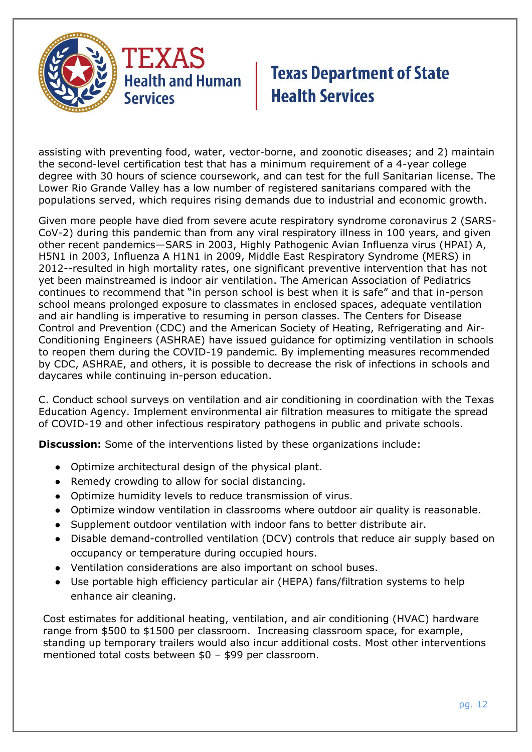assisting with preventing food, water, vector-borne, and zoonotic diseases; and 2) maintain the second-level certification test that has a minimum requirement of a 4-year college degree with 30 hours of science coursework, and can test for the full Sanitarian license. The Lower Rio Grande Valley has a low number of registered sanitarians compared with the populations served, which requires rising demands due to industrial and economic growth.

Given more people have died from severe acute respiratory syndrome coronavirus 2 (SARS-CoV-2) during this pandemic than from any viral respiratory illness in 100 years, and given other recent pandemics—SARS in 2003, Highly Pathogenic Avian Influenza virus (HPAI) A, H5N1 in 2003, Influenza A H1N1 in 2009, Middle East Respiratory Syndrome (MERS) in 2012--resulted in high mortality rates, one significant preventive intervention that has not yet been mainstreamed is indoor air ventilation. The American Association of Pediatrics continues to recommend that "in person school is best when it is safe" and that in-person school means prolonged exposure to classmates in enclosed spaces, adequate ventilation and air handling is imperative to resuming in person classes. The Centers for Disease Control and Prevention (CDC) and the American Society of Heating, Refrigerating and Air-Conditioning Engineers (ASHRAE) have issued guidance for optimizing ventilation in schools to reopen them during the COVID-19 pandemic. By implementing measures recommended by CDC, ASHRAE, and others, it is possible to decrease the risk of infections in schools and daycares while continuing in-person education.

C. Conduct school surveys on ventilation and air conditioning in coordination with the Texas Education Agency. Implement environmental air filtration measures to mitigate the spread of COVID-19 and other infectious respiratory pathogens in public and private schools.

**Discussion:** Some of the interventions listed by these organizations include:

- Optimize architectural design of the physical plant.
- Remedy crowding to allow for social distancing.
- Optimize humidity levels to reduce transmission of virus.
- Optimize window ventilation in classrooms where outdoor air quality is reasonable.
- Supplement outdoor ventilation with indoor fans to better distribute air.
- Disable demand-controlled ventilation (DCV) controls that reduce air supply based on occupancy or temperature during occupied hours.
- Ventilation considerations are also important on school buses.
- Use portable high efficiency particular air (HEPA) fans/filtration systems to help enhance air cleaning.

Cost estimates for additional heating, ventilation, and air conditioning (HVAC) hardware range from $500 to $1500 per classroom. Increasing classroom space, for example, standing up temporary trailers would also incur additional costs. Most other interventions mentioned total costs between $0 – $99 per classroom.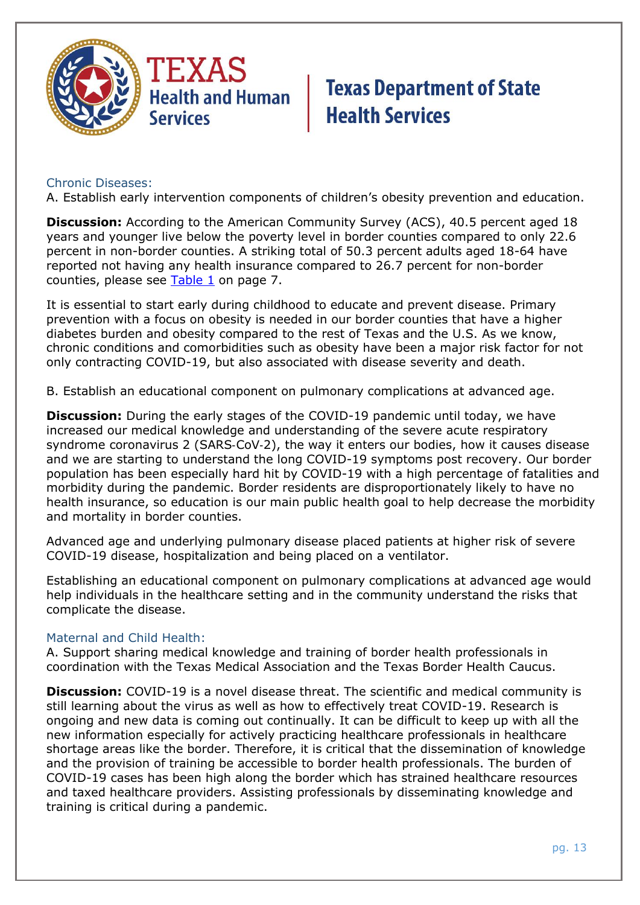### Chronic Diseases:

A. Establish early intervention components of children's obesity prevention and education.

**Discussion:** According to the American Community Survey (ACS), 40.5 percent aged 18 years and younger live below the poverty level in border counties compared to only 22.6 percent in non-border counties. A striking total of 50.3 percent adults aged 18-64 have reported not having any health insurance compared to 26.7 percent for non-border counties, please see [Table 1](#) on page 7.

It is essential to start early during childhood to educate and prevent disease. Primary prevention with a focus on obesity is needed in our border counties that have a higher diabetes burden and obesity compared to the rest of Texas and the U.S. As we know, chronic conditions and comorbidities such as obesity have been a major risk factor for not only contracting COVID-19, but also associated with disease severity and death.

B. Establish an educational component on pulmonary complications at advanced age.

**Discussion:** During the early stages of the COVID-19 pandemic until today, we have increased our medical knowledge and understanding of the severe acute respiratory syndrome coronavirus 2 (SARS-CoV-2), the way it enters our bodies, how it causes disease and we are starting to understand the long COVID-19 symptoms post recovery. Our border population has been especially hard hit by COVID-19 with a high percentage of fatalities and morbidity during the pandemic. Border residents are disproportionately likely to have no health insurance, so education is our main public health goal to help decrease the morbidity and mortality in border counties.

Advanced age and underlying pulmonary disease placed patients at higher risk of severe COVID-19 disease, hospitalization and being placed on a ventilator.

Establishing an educational component on pulmonary complications at advanced age would help individuals in the healthcare setting and in the community understand the risks that complicate the disease.

### Maternal and Child Health:

A. Support sharing medical knowledge and training of border health professionals in coordination with the Texas Medical Association and the Texas Border Health Caucus.

**Discussion:** COVID-19 is a novel disease threat. The scientific and medical community is still learning about the virus as well as how to effectively treat COVID-19. Research is ongoing and new data is coming out continually. It can be difficult to keep up with all the new information especially for actively practicing healthcare professionals in healthcare shortage areas like the border. Therefore, it is critical that the dissemination of knowledge and the provision of training be accessible to border health professionals. The burden of COVID-19 cases has been high along the border which has strained healthcare resources and taxed healthcare providers. Assisting professionals by disseminating knowledge and training is critical during a pandemic.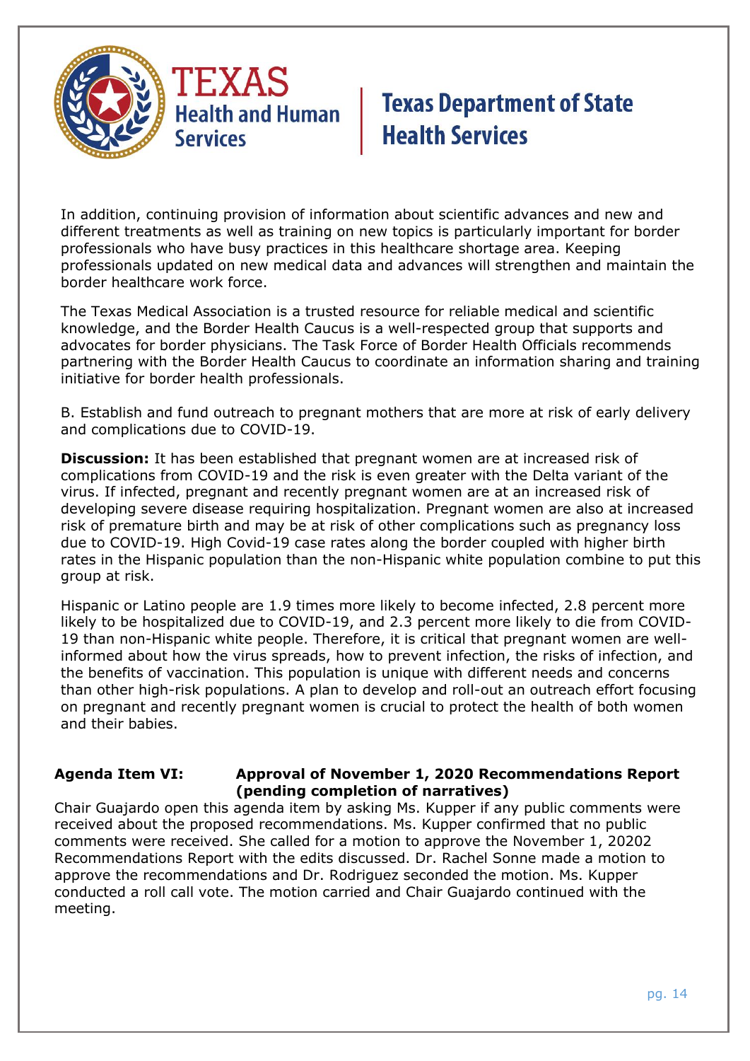In addition, continuing provision of information about scientific advances and new and different treatments as well as training on new topics is particularly important for border professionals who have busy practices in this healthcare shortage area. Keeping professionals updated on new medical data and advances will strengthen and maintain the border healthcare work force.

The Texas Medical Association is a trusted resource for reliable medical and scientific knowledge, and the Border Health Caucus is a well-respected group that supports and advocates for border physicians. The Task Force of Border Health Officials recommends partnering with the Border Health Caucus to coordinate an information sharing and training initiative for border health professionals.

B. Establish and fund outreach to pregnant mothers that are more at risk of early delivery and complications due to COVID-19.

**Discussion:** It has been established that pregnant women are at increased risk of complications from COVID-19 and the risk is even greater with the Delta variant of the virus. If infected, pregnant and recently pregnant women are at an increased risk of developing severe disease requiring hospitalization. Pregnant women are also at increased risk of premature birth and may be at risk of other complications such as pregnancy loss due to COVID-19. High Covid-19 case rates along the border coupled with higher birth rates in the Hispanic population than the non-Hispanic white population combine to put this group at risk.

Hispanic or Latino people are 1.9 times more likely to become infected, 2.8 percent more likely to be hospitalized due to COVID-19, and 2.3 percent more likely to die from COVID-19 than non-Hispanic white people. Therefore, it is critical that pregnant women are well-informed about how the virus spreads, how to prevent infection, the risks of infection, and the benefits of vaccination. This population is unique with different needs and concerns than other high-risk populations. A plan to develop and roll-out an outreach effort focusing on pregnant and recently pregnant women is crucial to protect the health of both women and their babies.

**Agenda Item VI: Approval of November 1, 2020 Recommendations Report (pending completion of narratives)**

Chair Guajardo open this agenda item by asking Ms. Kupper if any public comments were received about the proposed recommendations. Ms. Kupper confirmed that no public comments were received. She called for a motion to approve the November 1, 20202 Recommendations Report with the edits discussed. Dr. Rachel Sonne made a motion to approve the recommendations and Dr. Rodriguez seconded the motion. Ms. Kupper conducted a roll call vote. The motion carried and Chair Guajardo continued with the meeting.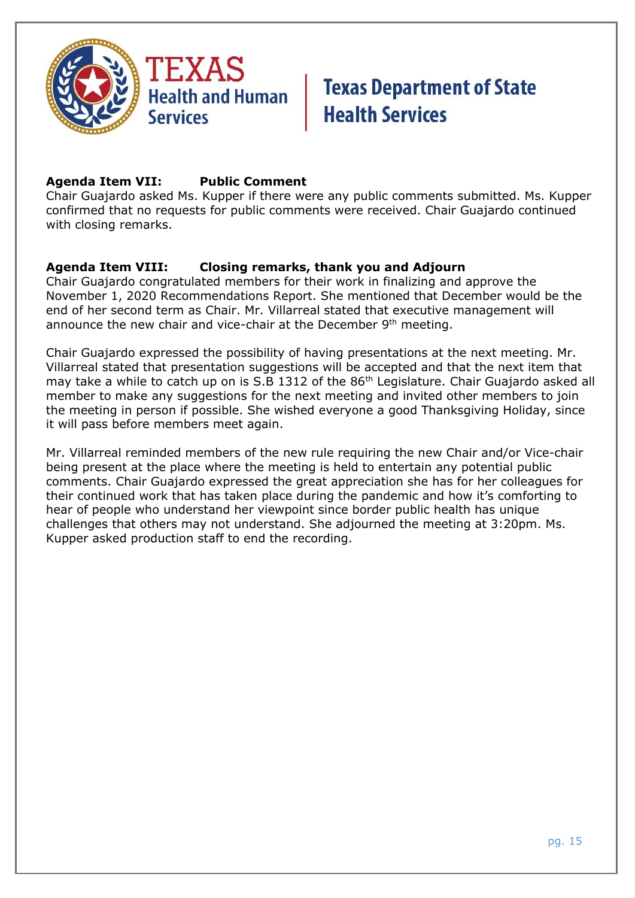**Agenda Item VII: Public Comment**

Chair Guajardo asked Ms. Kupper if there were any public comments submitted. Ms. Kupper confirmed that no requests for public comments were received. Chair Guajardo continued with closing remarks.

**Agenda Item VIII: Closing remarks, thank you and Adjourn**

Chair Guajardo congratulated members for their work in finalizing and approve the November 1, 2020 Recommendations Report. She mentioned that December would be the end of her second term as Chair. Mr. Villarreal stated that executive management will announce the new chair and vice-chair at the December 9th meeting.

Chair Guajardo expressed the possibility of having presentations at the next meeting. Mr. Villarreal stated that presentation suggestions will be accepted and that the next item that may take a while to catch up on is S.B 1312 of the 86th Legislature. Chair Guajardo asked all member to make any suggestions for the next meeting and invited other members to join the meeting in person if possible. She wished everyone a good Thanksgiving Holiday, since it will pass before members meet again.

Mr. Villarreal reminded members of the new rule requiring the new Chair and/or Vice-chair being present at the place where the meeting is held to entertain any potential public comments. Chair Guajardo expressed the great appreciation she has for her colleagues for their continued work that has taken place during the pandemic and how it's comforting to hear of people who understand her viewpoint since border public health has unique challenges that others may not understand. She adjourned the meeting at 3:20pm. Ms. Kupper asked production staff to end the recording.